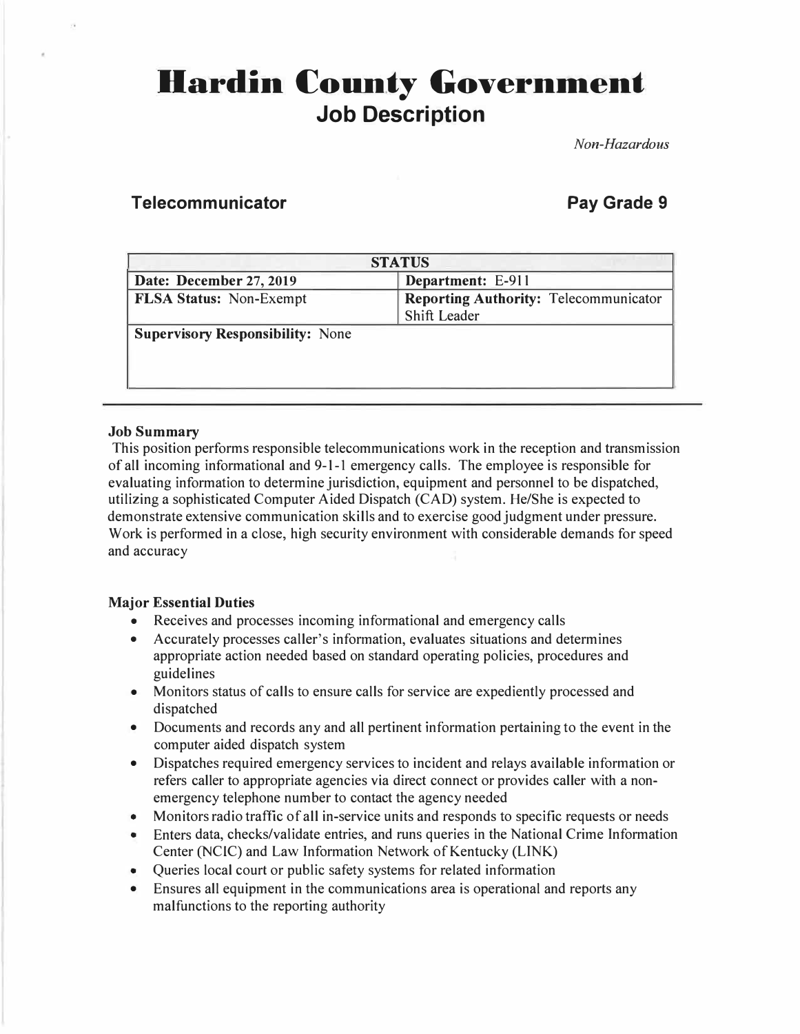# Hardin County Government

## Job Description

*Non-Hazardous*

### Telecommunicator

### Pay Grade 9

| STATUS | |
|---|---|
| **Date: December 27, 2019** | **Department:** E-911 |
| **FLSA Status:** Non-Exempt | **Reporting Authority:** Telecommunicator Shift Leader |
| **Supervisory Responsibility:** None | |

**Job Summary**

This position performs responsible telecommunications work in the reception and transmission of all incoming informational and 9-1-1 emergency calls. The employee is responsible for evaluating information to determine jurisdiction, equipment and personnel to be dispatched, utilizing a sophisticated Computer Aided Dispatch (CAD) system. He/She is expected to demonstrate extensive communication skills and to exercise good judgment under pressure. Work is performed in a close, high security environment with considerable demands for speed and accuracy

**Major Essential Duties**

- Receives and processes incoming informational and emergency calls
- Accurately processes caller's information, evaluates situations and determines appropriate action needed based on standard operating policies, procedures and guidelines
- Monitors status of calls to ensure calls for service are expediently processed and dispatched
- Documents and records any and all pertinent information pertaining to the event in the computer aided dispatch system
- Dispatches required emergency services to incident and relays available information or refers caller to appropriate agencies via direct connect or provides caller with a non-emergency telephone number to contact the agency needed
- Monitors radio traffic of all in-service units and responds to specific requests or needs
- Enters data, checks/validate entries, and runs queries in the National Crime Information Center (NCIC) and Law Information Network of Kentucky (LINK)
- Queries local court or public safety systems for related information
- Ensures all equipment in the communications area is operational and reports any malfunctions to the reporting authority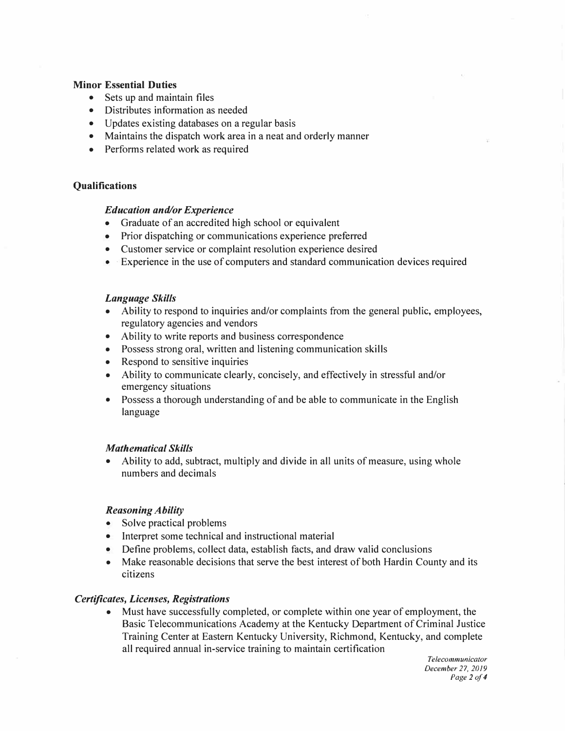**Minor Essential Duties**

- Sets up and maintain files
- Distributes information as needed
- Updates existing databases on a regular basis
- Maintains the dispatch work area in a neat and orderly manner
- Performs related work as required

**Qualifications**

***Education and/or Experience***

- Graduate of an accredited high school or equivalent
- Prior dispatching or communications experience preferred
- Customer service or complaint resolution experience desired
- Experience in the use of computers and standard communication devices required

***Language Skills***

- Ability to respond to inquiries and/or complaints from the general public, employees, regulatory agencies and vendors
- Ability to write reports and business correspondence
- Possess strong oral, written and listening communication skills
- Respond to sensitive inquiries
- Ability to communicate clearly, concisely, and effectively in stressful and/or emergency situations
- Possess a thorough understanding of and be able to communicate in the English language

***Mathematical Skills***

- Ability to add, subtract, multiply and divide in all units of measure, using whole numbers and decimals

***Reasoning Ability***

- Solve practical problems
- Interpret some technical and instructional material
- Define problems, collect data, establish facts, and draw valid conclusions
- Make reasonable decisions that serve the best interest of both Hardin County and its citizens

***Certificates, Licenses, Registrations***

- Must have successfully completed, or complete within one year of employment, the Basic Telecommunications Academy at the Kentucky Department of Criminal Justice Training Center at Eastern Kentucky University, Richmond, Kentucky, and complete all required annual in-service training to maintain certification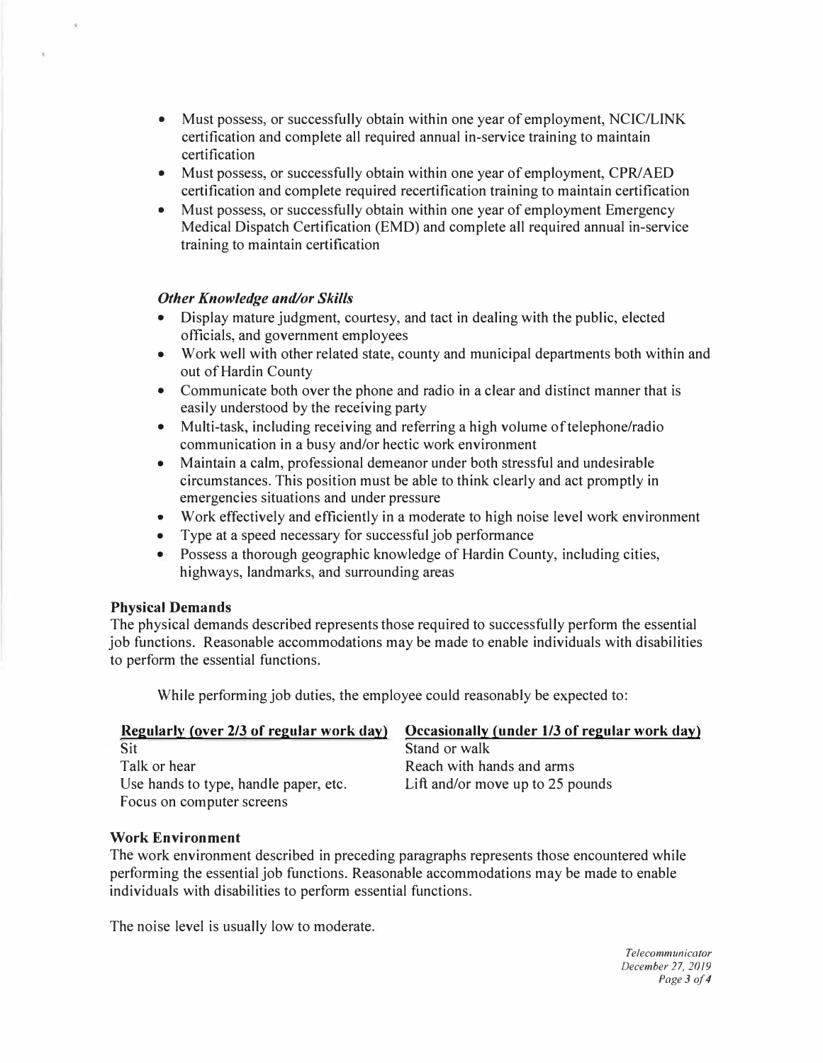- Must possess, or successfully obtain within one year of employment, NCIC/LINK certification and complete all required annual in-service training to maintain certification
- Must possess, or successfully obtain within one year of employment, CPR/AED certification and complete required recertification training to maintain certification
- Must possess, or successfully obtain within one year of employment Emergency Medical Dispatch Certification (EMD) and complete all required annual in-service training to maintain certification

***Other Knowledge and/or Skills***

- Display mature judgment, courtesy, and tact in dealing with the public, elected officials, and government employees
- Work well with other related state, county and municipal departments both within and out of Hardin County
- Communicate both over the phone and radio in a clear and distinct manner that is easily understood by the receiving party
- Multi-task, including receiving and referring a high volume of telephone/radio communication in a busy and/or hectic work environment
- Maintain a calm, professional demeanor under both stressful and undesirable circumstances. This position must be able to think clearly and act promptly in emergencies situations and under pressure
- Work effectively and efficiently in a moderate to high noise level work environment
- Type at a speed necessary for successful job performance
- Possess a thorough geographic knowledge of Hardin County, including cities, highways, landmarks, and surrounding areas

**Physical Demands**

The physical demands described represents those required to successfully perform the essential job functions. Reasonable accommodations may be made to enable individuals with disabilities to perform the essential functions.

While performing job duties, the employee could reasonably be expected to:

| Regularly (over 2/3 of regular work day) | Occasionally (under 1/3 of regular work day) |
| --- | --- |
| Sit | Stand or walk |
| Talk or hear | Reach with hands and arms |
| Use hands to type, handle paper, etc. | Lift and/or move up to 25 pounds |
| Focus on computer screens | |

**Work Environment**

The work environment described in preceding paragraphs represents those encountered while performing the essential job functions. Reasonable accommodations may be made to enable individuals with disabilities to perform essential functions.

The noise level is usually low to moderate.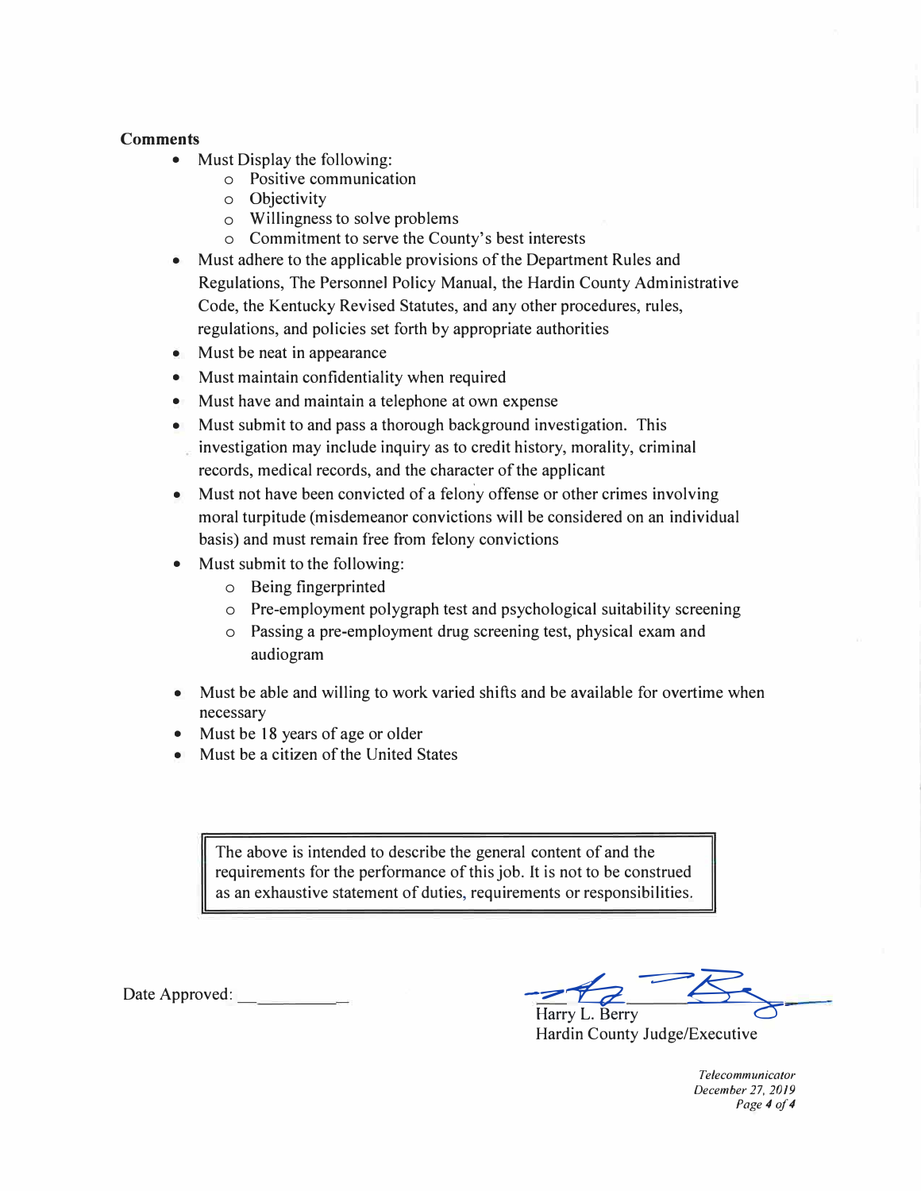**Comments**

- Must Display the following:
  - Positive communication
  - Objectivity
  - Willingness to solve problems
  - Commitment to serve the County's best interests
- Must adhere to the applicable provisions of the Department Rules and Regulations, The Personnel Policy Manual, the Hardin County Administrative Code, the Kentucky Revised Statutes, and any other procedures, rules, regulations, and policies set forth by appropriate authorities
- Must be neat in appearance
- Must maintain confidentiality when required
- Must have and maintain a telephone at own expense
- Must submit to and pass a thorough background investigation. This investigation may include inquiry as to credit history, morality, criminal records, medical records, and the character of the applicant
- Must not have been convicted of a felony offense or other crimes involving moral turpitude (misdemeanor convictions will be considered on an individual basis) and must remain free from felony convictions
- Must submit to the following:
  - Being fingerprinted
  - Pre-employment polygraph test and psychological suitability screening
  - Passing a pre-employment drug screening test, physical exam and audiogram
- Must be able and willing to work varied shifts and be available for overtime when necessary
- Must be 18 years of age or older
- Must be a citizen of the United States

> The above is intended to describe the general content of and the requirements for the performance of this job. It is not to be construed as an exhaustive statement of duties, requirements or responsibilities.

Date Approved: ___________

Harry L. Berry
Hardin County Judge/Executive

*Telecommunicator*
*December 27, 2019*